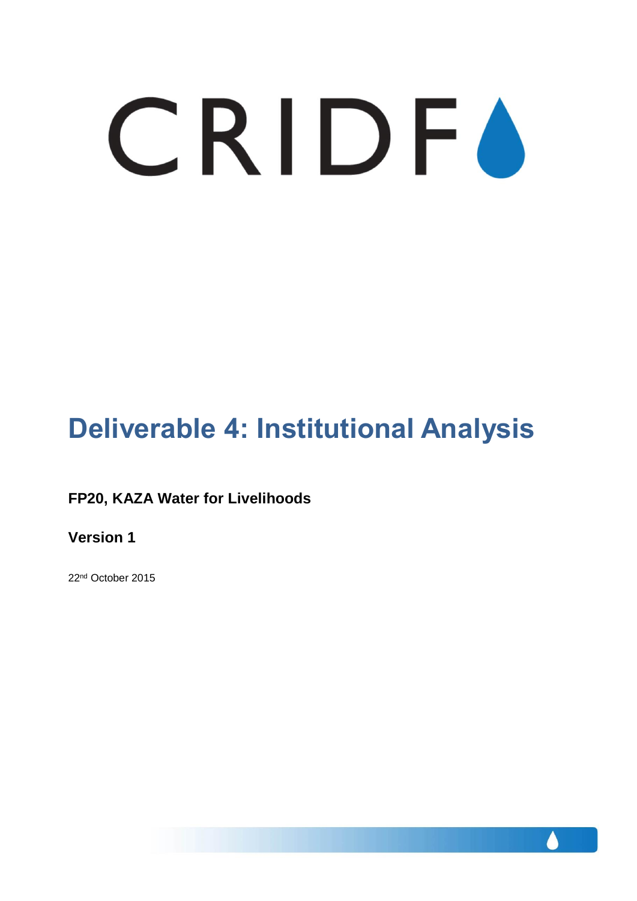CRIDF

# Deliverable 4: Institutional Analysis

**FP20, KAZA Water for Livelihoods**

**Version 1**

22nd October 2015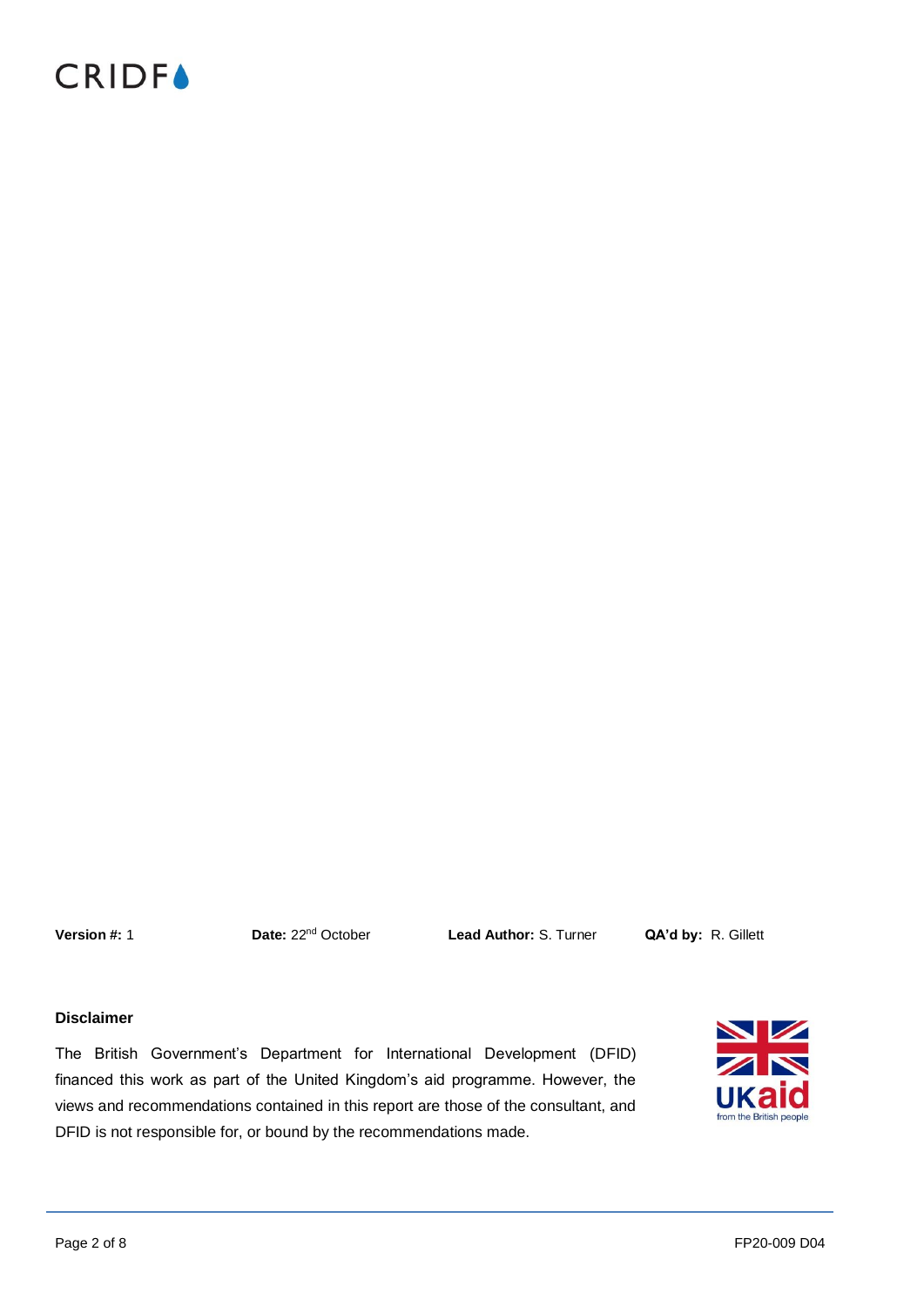**Version #:** 1 **Date:** 22nd October **Lead Author:** S. Turner **QA'd by:** R. Gillett

**Disclaimer**

The British Government's Department for International Development (DFID) financed this work as part of the United Kingdom's aid programme. However, the views and recommendations contained in this report are those of the consultant, and DFID is not responsible for, or bound by the recommendations made.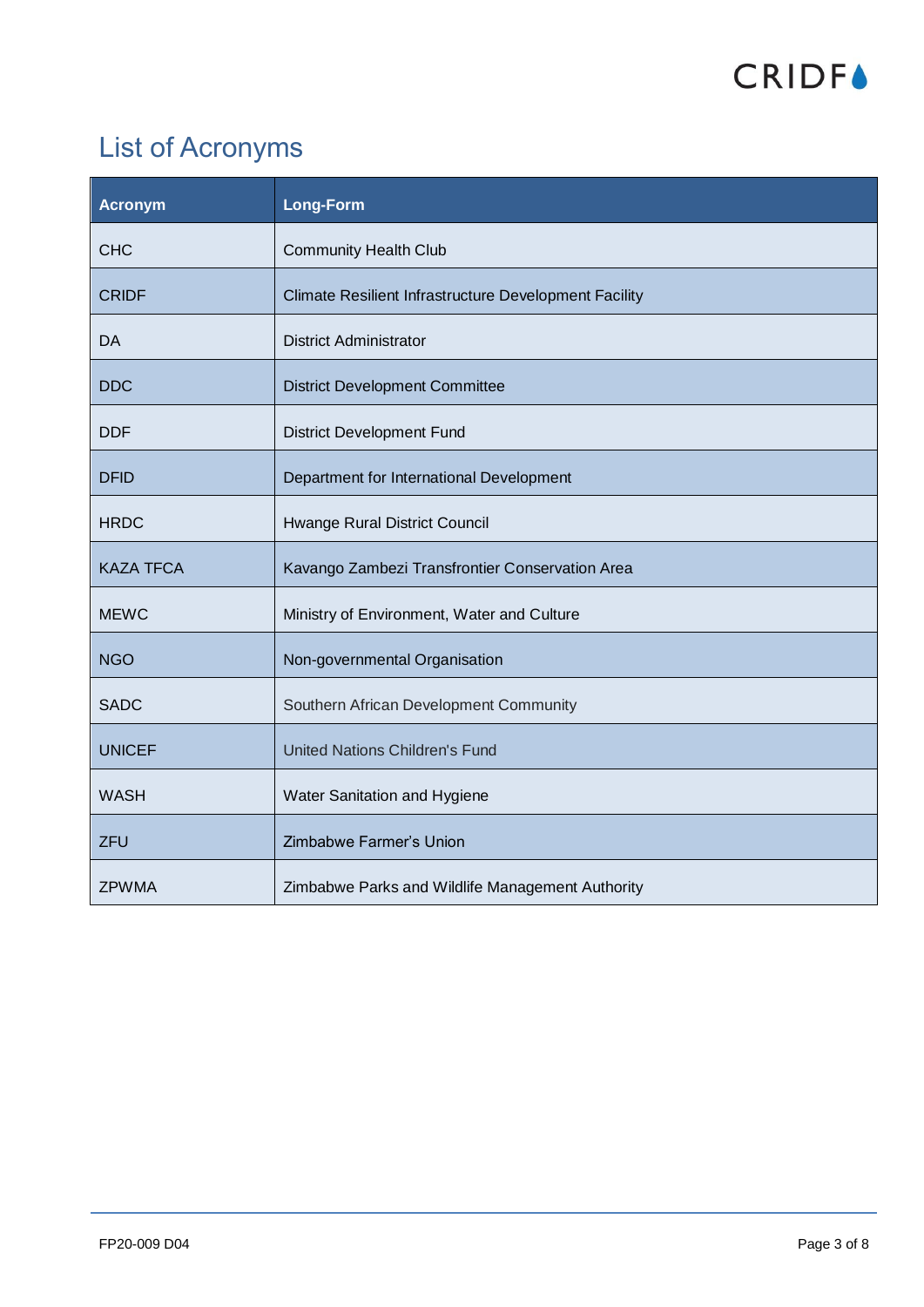# List of Acronyms

| Acronym | Long-Form |
|---|---|
| CHC | Community Health Club |
| CRIDF | Climate Resilient Infrastructure Development Facility |
| DA | District Administrator |
| DDC | District Development Committee |
| DDF | District Development Fund |
| DFID | Department for International Development |
| HRDC | Hwange Rural District Council |
| KAZA TFCA | Kavango Zambezi Transfrontier Conservation Area |
| MEWC | Ministry of Environment, Water and Culture |
| NGO | Non-governmental Organisation |
| SADC | Southern African Development Community |
| UNICEF | United Nations Children's Fund |
| WASH | Water Sanitation and Hygiene |
| ZFU | Zimbabwe Farmer's Union |
| ZPWMA | Zimbabwe Parks and Wildlife Management Authority |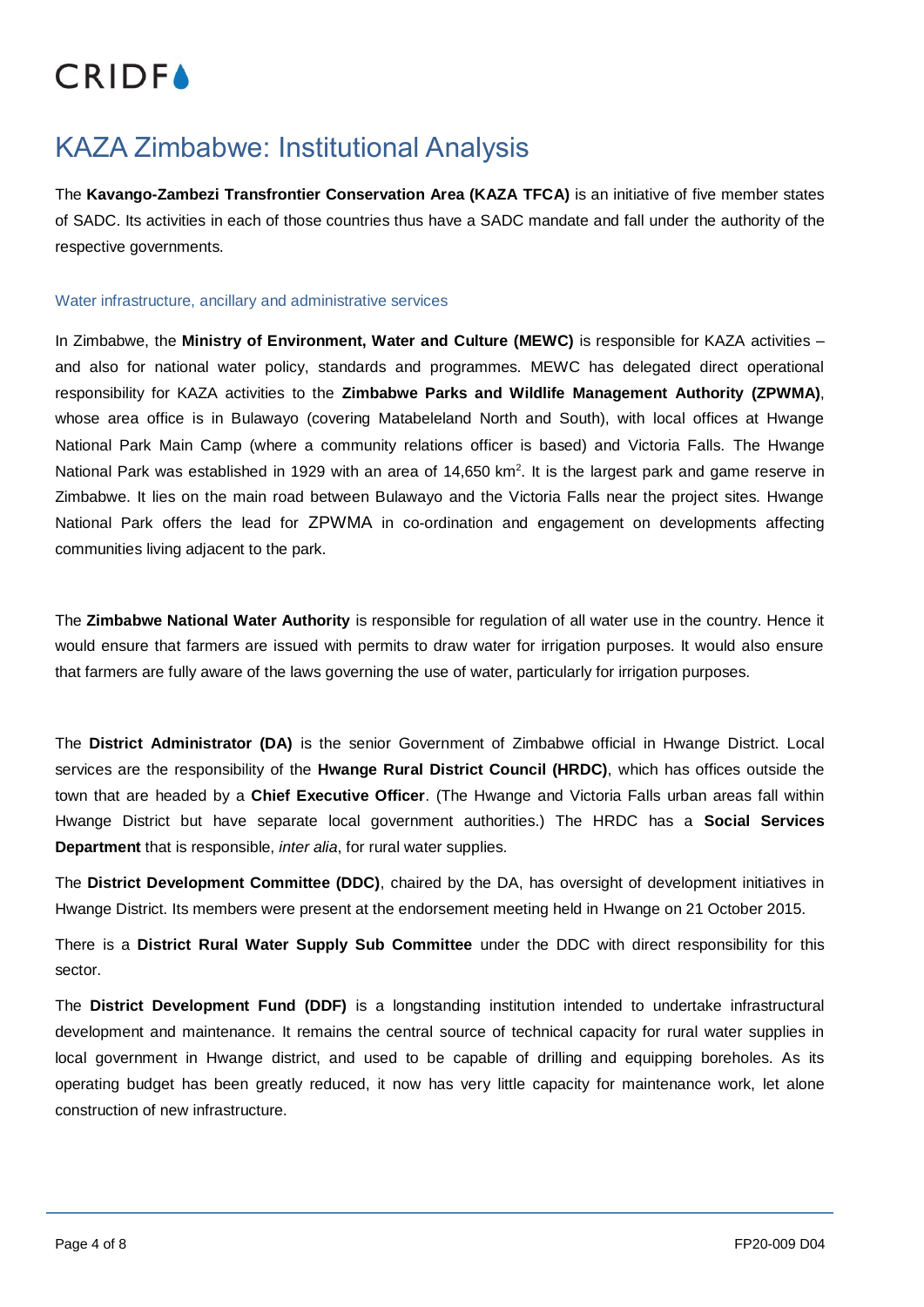# KAZA Zimbabwe: Institutional Analysis

The **Kavango-Zambezi Transfrontier Conservation Area (KAZA TFCA)** is an initiative of five member states of SADC. Its activities in each of those countries thus have a SADC mandate and fall under the authority of the respective governments.

## Water infrastructure, ancillary and administrative services

In Zimbabwe, the **Ministry of Environment, Water and Culture (MEWC)** is responsible for KAZA activities – and also for national water policy, standards and programmes. MEWC has delegated direct operational responsibility for KAZA activities to the **Zimbabwe Parks and Wildlife Management Authority (ZPWMA)**, whose area office is in Bulawayo (covering Matabeleland North and South), with local offices at Hwange National Park Main Camp (where a community relations officer is based) and Victoria Falls. The Hwange National Park was established in 1929 with an area of 14,650 $km^2$. It is the largest park and game reserve in Zimbabwe. It lies on the main road between Bulawayo and the Victoria Falls near the project sites. Hwange National Park offers the lead for ZPWMA in co-ordination and engagement on developments affecting communities living adjacent to the park.

The **Zimbabwe National Water Authority** is responsible for regulation of all water use in the country. Hence it would ensure that farmers are issued with permits to draw water for irrigation purposes. It would also ensure that farmers are fully aware of the laws governing the use of water, particularly for irrigation purposes.

The **District Administrator (DA)** is the senior Government of Zimbabwe official in Hwange District. Local services are the responsibility of the **Hwange Rural District Council (HRDC)**, which has offices outside the town that are headed by a **Chief Executive Officer**. (The Hwange and Victoria Falls urban areas fall within Hwange District but have separate local government authorities.) The HRDC has a **Social Services Department** that is responsible, *inter alia*, for rural water supplies.

The **District Development Committee (DDC)**, chaired by the DA, has oversight of development initiatives in Hwange District. Its members were present at the endorsement meeting held in Hwange on 21 October 2015.

There is a **District Rural Water Supply Sub Committee** under the DDC with direct responsibility for this sector.

The **District Development Fund (DDF)** is a longstanding institution intended to undertake infrastructural development and maintenance. It remains the central source of technical capacity for rural water supplies in local government in Hwange district, and used to be capable of drilling and equipping boreholes. As its operating budget has been greatly reduced, it now has very little capacity for maintenance work, let alone construction of new infrastructure.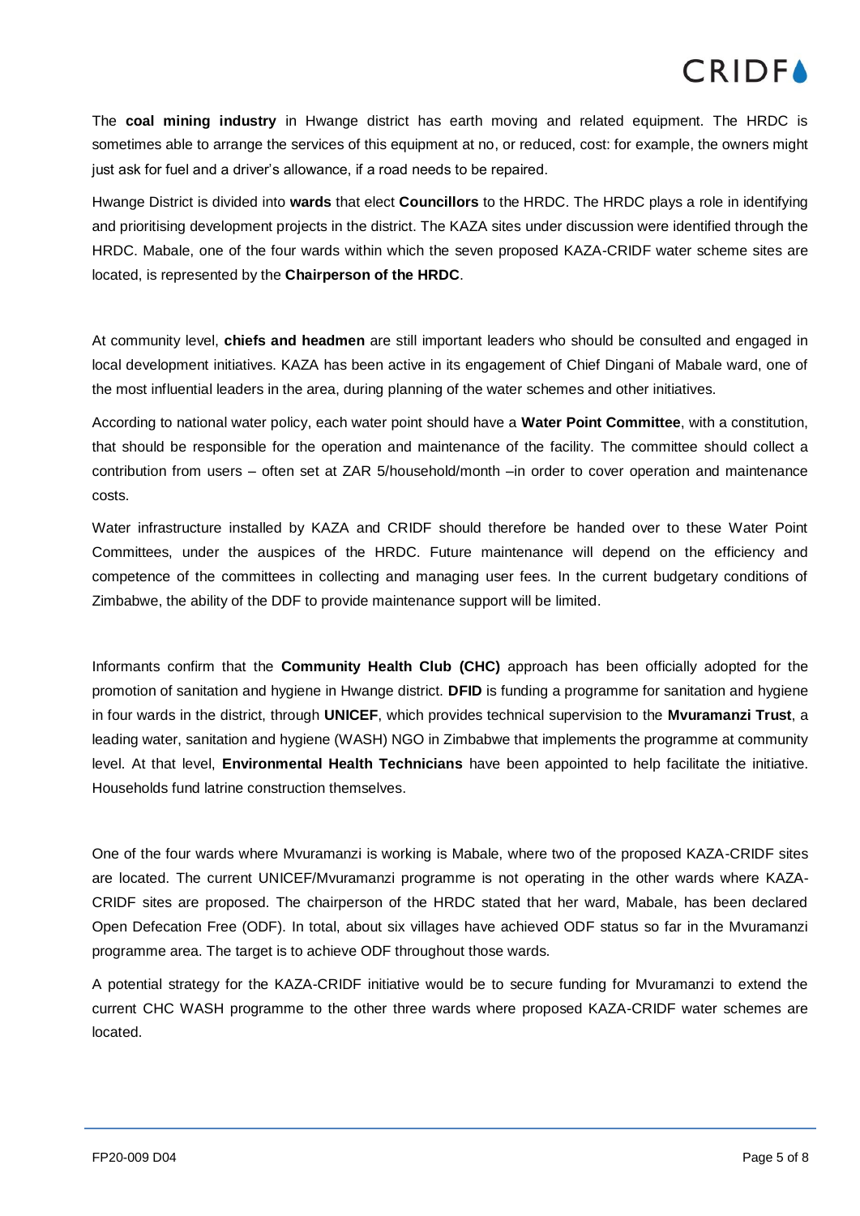The **coal mining industry** in Hwange district has earth moving and related equipment. The HRDC is sometimes able to arrange the services of this equipment at no, or reduced, cost: for example, the owners might just ask for fuel and a driver's allowance, if a road needs to be repaired.

Hwange District is divided into **wards** that elect **Councillors** to the HRDC. The HRDC plays a role in identifying and prioritising development projects in the district. The KAZA sites under discussion were identified through the HRDC. Mabale, one of the four wards within which the seven proposed KAZA-CRIDF water scheme sites are located, is represented by the **Chairperson of the HRDC**.

At community level, **chiefs and headmen** are still important leaders who should be consulted and engaged in local development initiatives. KAZA has been active in its engagement of Chief Dingani of Mabale ward, one of the most influential leaders in the area, during planning of the water schemes and other initiatives.

According to national water policy, each water point should have a **Water Point Committee**, with a constitution, that should be responsible for the operation and maintenance of the facility. The committee should collect a contribution from users – often set at ZAR 5/household/month –in order to cover operation and maintenance costs.

Water infrastructure installed by KAZA and CRIDF should therefore be handed over to these Water Point Committees, under the auspices of the HRDC. Future maintenance will depend on the efficiency and competence of the committees in collecting and managing user fees. In the current budgetary conditions of Zimbabwe, the ability of the DDF to provide maintenance support will be limited.

Informants confirm that the **Community Health Club (CHC)** approach has been officially adopted for the promotion of sanitation and hygiene in Hwange district. **DFID** is funding a programme for sanitation and hygiene in four wards in the district, through **UNICEF**, which provides technical supervision to the **Mvuramanzi Trust**, a leading water, sanitation and hygiene (WASH) NGO in Zimbabwe that implements the programme at community level. At that level, **Environmental Health Technicians** have been appointed to help facilitate the initiative. Households fund latrine construction themselves.

One of the four wards where Mvuramanzi is working is Mabale, where two of the proposed KAZA-CRIDF sites are located. The current UNICEF/Mvuramanzi programme is not operating in the other wards where KAZA-CRIDF sites are proposed. The chairperson of the HRDC stated that her ward, Mabale, has been declared Open Defecation Free (ODF). In total, about six villages have achieved ODF status so far in the Mvuramanzi programme area. The target is to achieve ODF throughout those wards.

A potential strategy for the KAZA-CRIDF initiative would be to secure funding for Mvuramanzi to extend the current CHC WASH programme to the other three wards where proposed KAZA-CRIDF water schemes are located.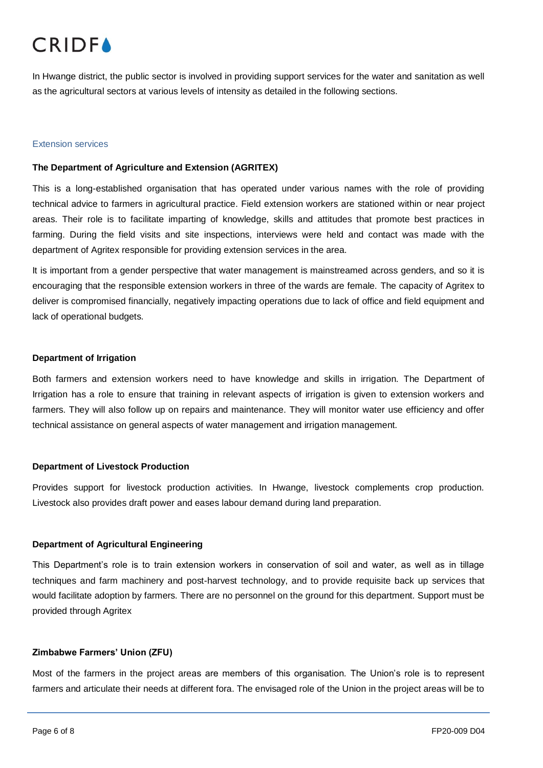In Hwange district, the public sector is involved in providing support services for the water and sanitation as well as the agricultural sectors at various levels of intensity as detailed in the following sections.

### Extension services

**The Department of Agriculture and Extension (AGRITEX)**

This is a long-established organisation that has operated under various names with the role of providing technical advice to farmers in agricultural practice. Field extension workers are stationed within or near project areas. Their role is to facilitate imparting of knowledge, skills and attitudes that promote best practices in farming. During the field visits and site inspections, interviews were held and contact was made with the department of Agritex responsible for providing extension services in the area.

It is important from a gender perspective that water management is mainstreamed across genders, and so it is encouraging that the responsible extension workers in three of the wards are female. The capacity of Agritex to deliver is compromised financially, negatively impacting operations due to lack of office and field equipment and lack of operational budgets.

**Department of Irrigation**

Both farmers and extension workers need to have knowledge and skills in irrigation. The Department of Irrigation has a role to ensure that training in relevant aspects of irrigation is given to extension workers and farmers. They will also follow up on repairs and maintenance. They will monitor water use efficiency and offer technical assistance on general aspects of water management and irrigation management.

**Department of Livestock Production**

Provides support for livestock production activities. In Hwange, livestock complements crop production. Livestock also provides draft power and eases labour demand during land preparation.

**Department of Agricultural Engineering**

This Department's role is to train extension workers in conservation of soil and water, as well as in tillage techniques and farm machinery and post-harvest technology, and to provide requisite back up services that would facilitate adoption by farmers. There are no personnel on the ground for this department. Support must be provided through Agritex

**Zimbabwe Farmers' Union (ZFU)**

Most of the farmers in the project areas are members of this organisation. The Union's role is to represent farmers and articulate their needs at different fora. The envisaged role of the Union in the project areas will be to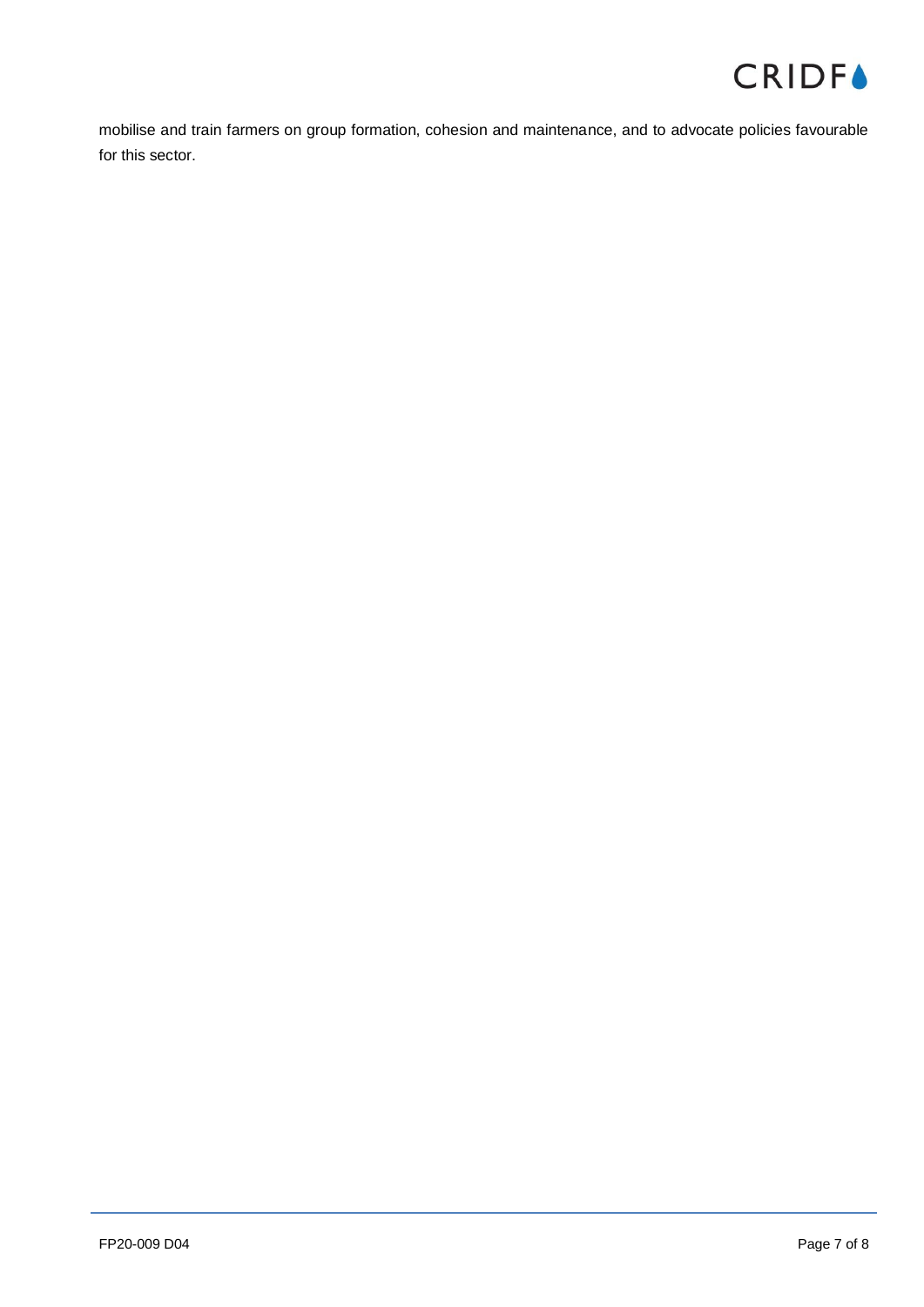mobilise and train farmers on group formation, cohesion and maintenance, and to advocate policies favourable for this sector.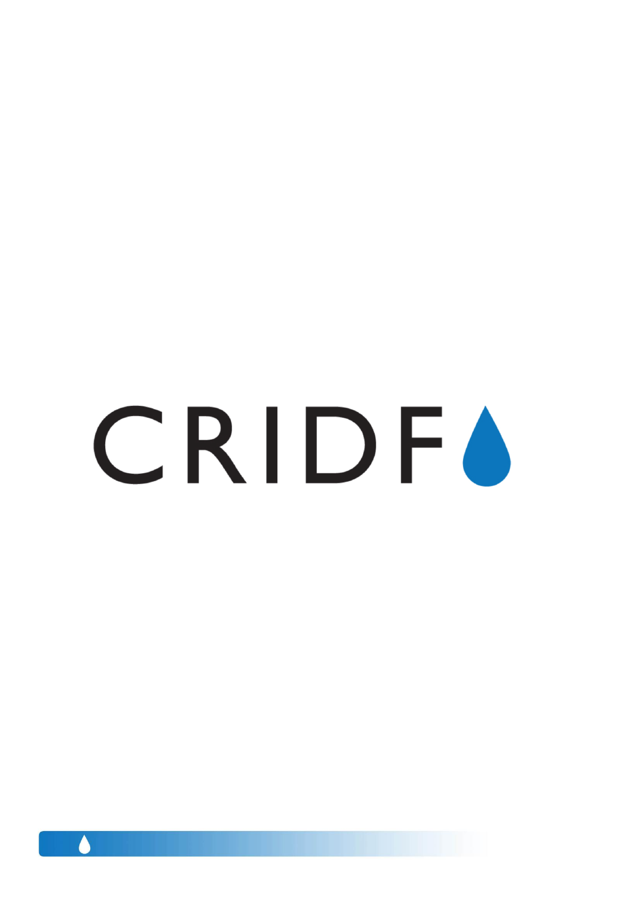CRIDF